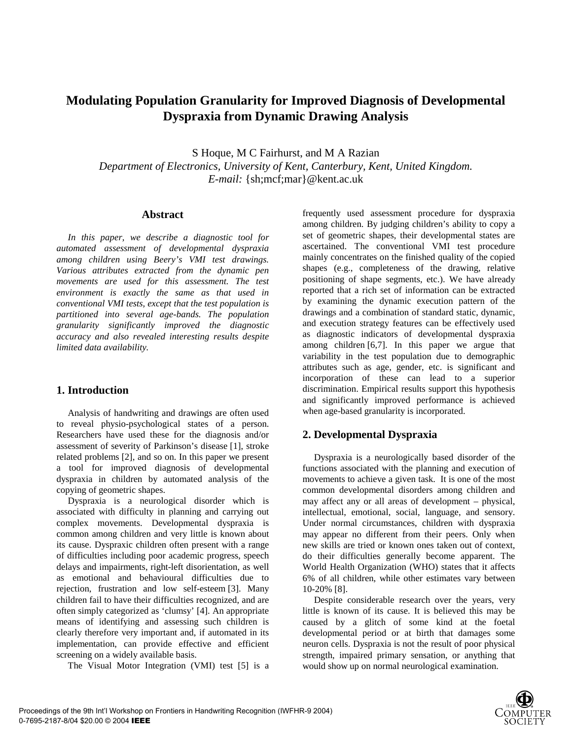# Modulating Population Granularity for Improved Diagnosis of Developmental Dyspraxia from Dynamic Drawing Analysis

S Hoque, M C Fairhurst, and M A Razian

*Department of Electronics, University of Kent, Canterbury, Kent, United Kingdom.*

*E-mail:* {sh;mcf;mar}@kent.ac.uk

## Abstract

*In this paper, we describe a diagnostic tool for automated assessment of developmental dyspraxia among children using Beery's VMI test drawings. Various attributes extracted from the dynamic pen movements are used for this assessment. The test environment is exactly the same as that used in conventional VMI tests, except that the test population is partitioned into several age-bands. The population granularity significantly improved the diagnostic accuracy and also revealed interesting results despite limited data availability.*

## 1. Introduction

Analysis of handwriting and drawings are often used to reveal physio-psychological states of a person. Researchers have used these for the diagnosis and/or assessment of severity of Parkinson's disease [1], stroke related problems [2], and so on. In this paper we present a tool for improved diagnosis of developmental dyspraxia in children by automated analysis of the copying of geometric shapes.

Dyspraxia is a neurological disorder which is associated with difficulty in planning and carrying out complex movements. Developmental dyspraxia is common among children and very little is known about its cause. Dyspraxic children often present with a range of difficulties including poor academic progress, speech delays and impairments, right-left disorientation, as well as emotional and behavioural difficulties due to rejection, frustration and low self-esteem [3]. Many children fail to have their difficulties recognized, and are often simply categorized as 'clumsy' [4]. An appropriate means of identifying and assessing such children is clearly therefore very important and, if automated in its implementation, can provide effective and efficient screening on a widely available basis.

The Visual Motor Integration (VMI) test [5] is a frequently used assessment procedure for dyspraxia among children. By judging children's ability to copy a set of geometric shapes, their developmental states are ascertained. The conventional VMI test procedure mainly concentrates on the finished quality of the copied shapes (e.g., completeness of the drawing, relative positioning of shape segments, etc.). We have already reported that a rich set of information can be extracted by examining the dynamic execution pattern of the drawings and a combination of standard static, dynamic, and execution strategy features can be effectively used as diagnostic indicators of developmental dyspraxia among children [6,7]. In this paper we argue that variability in the test population due to demographic attributes such as age, gender, etc. is significant and incorporation of these can lead to a superior discrimination. Empirical results support this hypothesis and significantly improved performance is achieved when age-based granularity is incorporated.

## 2. Developmental Dyspraxia

Dyspraxia is a neurologically based disorder of the functions associated with the planning and execution of movements to achieve a given task. It is one of the most common developmental disorders among children and may affect any or all areas of development – physical, intellectual, emotional, social, language, and sensory. Under normal circumstances, children with dyspraxia may appear no different from their peers. Only when new skills are tried or known ones taken out of context, do their difficulties generally become apparent. The World Health Organization (WHO) states that it affects 6% of all children, while other estimates vary between 10-20% [8].

Despite considerable research over the years, very little is known of its cause. It is believed this may be caused by a glitch of some kind at the foetal developmental period or at birth that damages some neuron cells. Dyspraxia is not the result of poor physical strength, impaired primary sensation, or anything that would show up on normal neurological examination.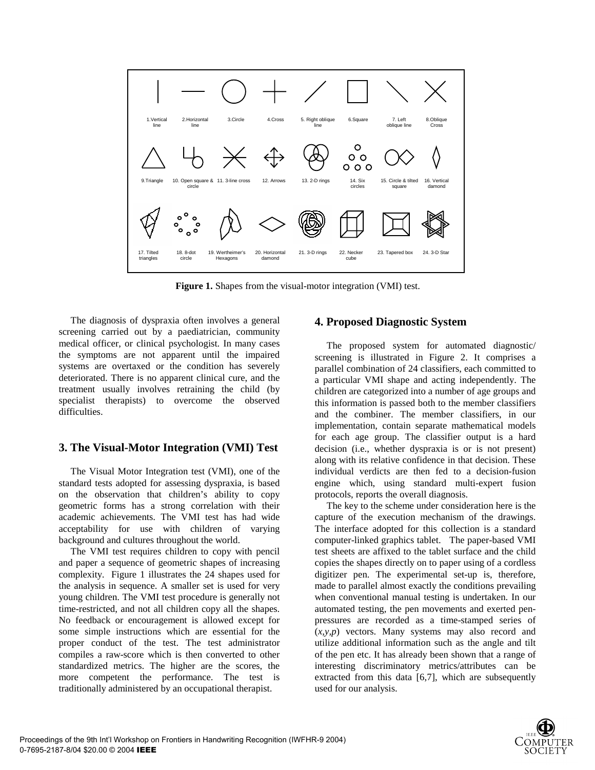1.Vertical line | 2.Horizontal line | 3.Circle | 4.Cross | 5. Right oblique line | 6.Square | 7. Left oblique line | 8.Oblique Cross

9.Triangle | 10. Open square & circle | 11. 3-line cross | 12. Arrows | 13. 2-D rings | 14. Six circles | 15. Circle & tilted square | 16. Vertical damond

17. Tilted triangles | 18. 8-dot circle | 19. Wertheimer's Hexagons | 20. Horizontal damond | 21. 3-D rings | 22. Necker cube | 23. Tapered box | 24. 3-D Star

**Figure 1.** Shapes from the visual-motor integration (VMI) test.

The diagnosis of dyspraxia often involves a general screening carried out by a paediatrician, community medical officer, or clinical psychologist. In many cases the symptoms are not apparent until the impaired systems are overtaxed or the condition has severely deteriorated. There is no apparent clinical cure, and the treatment usually involves retraining the child (by specialist therapists) to overcome the observed difficulties.

## 3. The Visual-Motor Integration (VMI) Test

The Visual Motor Integration test (VMI), one of the standard tests adopted for assessing dyspraxia, is based on the observation that children's ability to copy geometric forms has a strong correlation with their academic achievements. The VMI test has had wide acceptability for use with children of varying background and cultures throughout the world.

The VMI test requires children to copy with pencil and paper a sequence of geometric shapes of increasing complexity. Figure 1 illustrates the 24 shapes used for the analysis in sequence. A smaller set is used for very young children. The VMI test procedure is generally not time-restricted, and not all children copy all the shapes. No feedback or encouragement is allowed except for some simple instructions which are essential for the proper conduct of the test. The test administrator compiles a raw-score which is then converted to other standardized metrics. The higher are the scores, the more competent the performance. The test is traditionally administered by an occupational therapist.

## 4. Proposed Diagnostic System

The proposed system for automated diagnostic/ screening is illustrated in Figure 2. It comprises a parallel combination of 24 classifiers, each committed to a particular VMI shape and acting independently. The children are categorized into a number of age groups and this information is passed both to the member classifiers and the combiner. The member classifiers, in our implementation, contain separate mathematical models for each age group. The classifier output is a hard decision (i.e., whether dyspraxia is or is not present) along with its relative confidence in that decision. These individual verdicts are then fed to a decision-fusion engine which, using standard multi-expert fusion protocols, reports the overall diagnosis.

The key to the scheme under consideration here is the capture of the execution mechanism of the drawings. The interface adopted for this collection is a standard computer-linked graphics tablet. The paper-based VMI test sheets are affixed to the tablet surface and the child copies the shapes directly on to paper using of a cordless digitizer pen. The experimental set-up is, therefore, made to parallel almost exactly the conditions prevailing when conventional manual testing is undertaken. In our automated testing, the pen movements and exerted pen-pressures are recorded as a time-stamped series of ($x$,$y$,$p$) vectors. Many systems may also record and utilize additional information such as the angle and tilt of the pen etc. It has already been shown that a range of interesting discriminatory metrics/attributes can be extracted from this data [6,7], which are subsequently used for our analysis.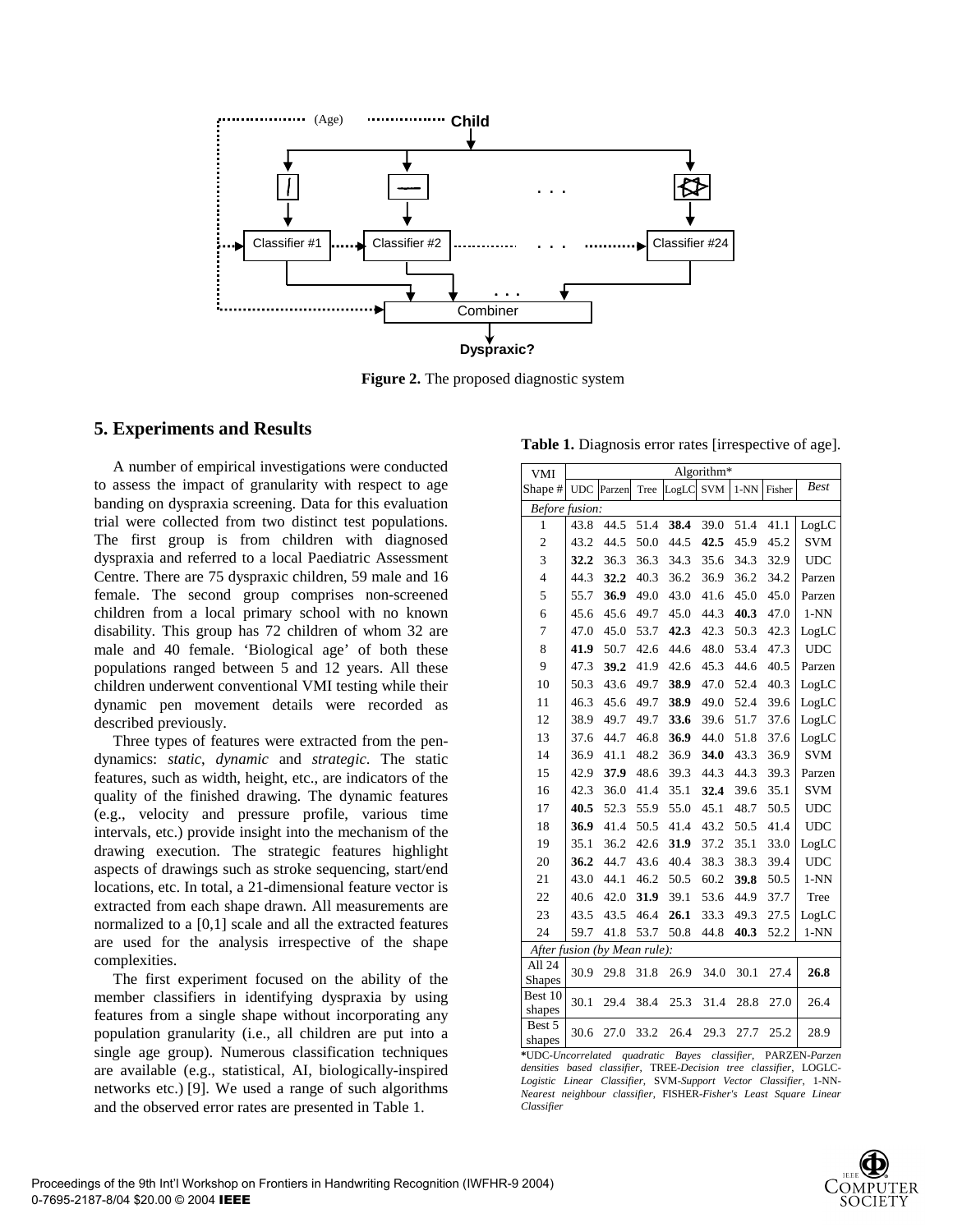Figure 2. The proposed diagnostic system

## 5. Experiments and Results

A number of empirical investigations were conducted to assess the impact of granularity with respect to age banding on dyspraxia screening. Data for this evaluation trial were collected from two distinct test populations. The first group is from children with diagnosed dyspraxia and referred to a local Paediatric Assessment Centre. There are 75 dyspraxic children, 59 male and 16 female. The second group comprises non-screened children from a local primary school with no known disability. This group has 72 children of whom 32 are male and 40 female. 'Biological age' of both these populations ranged between 5 and 12 years. All these children underwent conventional VMI testing while their dynamic pen movement details were recorded as described previously.

Three types of features were extracted from the pen-dynamics: *static*, *dynamic* and *strategic*. The static features, such as width, height, etc., are indicators of the quality of the finished drawing. The dynamic features (e.g., velocity and pressure profile, various time intervals, etc.) provide insight into the mechanism of the drawing execution. The strategic features highlight aspects of drawings such as stroke sequencing, start/end locations, etc. In total, a 21-dimensional feature vector is extracted from each shape drawn. All measurements are normalized to a [0,1] scale and all the extracted features are used for the analysis irrespective of the shape complexities.

The first experiment focused on the ability of the member classifiers in identifying dyspraxia by using features from a single shape without incorporating any population granularity (i.e., all children are put into a single age group). Numerous classification techniques are available (e.g., statistical, AI, biologically-inspired networks etc.) [9]. We used a range of such algorithms and the observed error rates are presented in Table 1.

**Table 1.** Diagnosis error rates [irrespective of age].

| VMI | Algorithm* | | | | | | | |
|---|---|---|---|---|---|---|---|---|
| Shape # | UDC | Parzen | Tree | LogLC | SVM | 1-NN | Fisher | *Best* |
| *Before fusion:* | | | | | | | | |
| 1 | 43.8 | 44.5 | 51.4 | **38.4** | 39.0 | 51.4 | 41.1 | LogLC |
| 2 | 43.2 | 44.5 | 50.0 | 44.5 | **42.5** | 45.9 | 45.2 | SVM |
| 3 | **32.2** | 36.3 | 36.3 | 34.3 | 35.6 | 34.3 | 32.9 | UDC |
| 4 | 44.3 | **32.2** | 40.3 | 36.2 | 36.9 | 36.2 | 34.2 | Parzen |
| 5 | 55.7 | **36.9** | 49.0 | 43.0 | 41.6 | 45.0 | 45.0 | Parzen |
| 6 | 45.6 | 45.6 | 49.7 | 45.0 | 44.3 | **40.3** | 47.0 | 1-NN |
| 7 | 47.0 | 45.0 | 53.7 | **42.3** | 42.3 | 50.3 | 42.3 | LogLC |
| 8 | **41.9** | 50.7 | 42.6 | 44.6 | 48.0 | 53.4 | 47.3 | UDC |
| 9 | 47.3 | **39.2** | 41.9 | 42.6 | 45.3 | 44.6 | 40.5 | Parzen |
| 10 | 50.3 | 43.6 | 49.7 | **38.9** | 47.0 | 52.4 | 40.3 | LogLC |
| 11 | 46.3 | 45.6 | 49.7 | **38.9** | 49.0 | 52.4 | 39.6 | LogLC |
| 12 | 38.9 | 49.7 | 49.7 | **33.6** | 39.6 | 51.7 | 37.6 | LogLC |
| 13 | 37.6 | 44.7 | 46.8 | **36.9** | 44.0 | 51.8 | 37.6 | LogLC |
| 14 | 36.9 | 41.1 | 48.2 | 36.9 | **34.0** | 43.3 | 36.9 | SVM |
| 15 | 42.9 | **37.9** | 48.6 | 39.3 | 44.3 | 44.3 | 39.3 | Parzen |
| 16 | 42.3 | 36.0 | 41.4 | 35.1 | **32.4** | 39.6 | 35.1 | SVM |
| 17 | **40.5** | 52.3 | 55.9 | 55.0 | 45.1 | 48.7 | 50.5 | UDC |
| 18 | **36.9** | 41.4 | 50.5 | 41.4 | 43.2 | 50.5 | 41.4 | UDC |
| 19 | 35.1 | 36.2 | 42.6 | **31.9** | 37.2 | 35.1 | 33.0 | LogLC |
| 20 | **36.2** | 44.7 | 43.6 | 40.4 | 38.3 | 38.3 | 39.4 | UDC |
| 21 | 43.0 | 44.1 | 46.2 | 50.5 | 60.2 | **39.8** | 50.5 | 1-NN |
| 22 | 40.6 | 42.0 | **31.9** | 39.1 | 53.6 | 44.9 | 37.7 | Tree |
| 23 | 43.5 | 43.5 | 46.4 | **26.1** | 33.3 | 49.3 | 27.5 | LogLC |
| 24 | 59.7 | 41.8 | 53.7 | 50.8 | 44.8 | **40.3** | 52.2 | 1-NN |
| *After fusion (by Mean rule):* | | | | | | | | |
| All 24 Shapes | 30.9 | 29.8 | 31.8 | 26.9 | 34.0 | 30.1 | 27.4 | **26.8** |
| Best 10 shapes | 30.1 | 29.4 | 38.4 | 25.3 | 31.4 | 28.8 | 27.0 | 26.4 |
| Best 5 shapes | 30.6 | 27.0 | 33.2 | 26.4 | 29.3 | 27.7 | 25.2 | 28.9 |

***UDC**-*Uncorrelated quadratic Bayes classifier*, PARZEN-*Parzen densities based classifier*, TREE-*Decision tree classifier*, LOGLC-*Logistic Linear Classifier*, SVM-*Support Vector Classifier*, 1-NN-*Nearest neighbour classifier*, FISHER-*Fisher's Least Square Linear Classifier*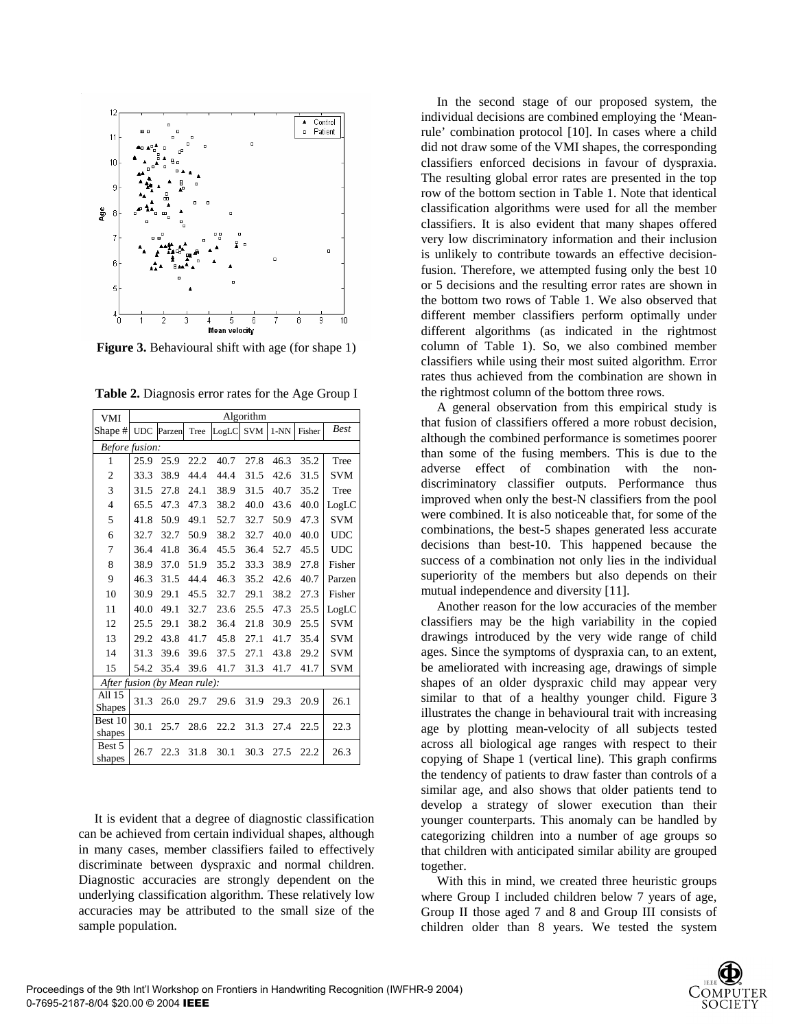Figure 3. Behavioural shift with age (for shape 1)

Table 2. Diagnosis error rates for the Age Group I

| VMI | Algorithm | | | | | | | |
|---|---|---|---|---|---|---|---|---|
| Shape # | UDC | Parzen | Tree | LogLC | SVM | 1-NN | Fisher | *Best* |
| *Before fusion:* | | | | | | | | |
| 1 | 25.9 | 25.9 | 22.2 | 40.7 | 27.8 | 46.3 | 35.2 | Tree |
| 2 | 33.3 | 38.9 | 44.4 | 44.4 | 31.5 | 42.6 | 31.5 | SVM |
| 3 | 31.5 | 27.8 | 24.1 | 38.9 | 31.5 | 40.7 | 35.2 | Tree |
| 4 | 65.5 | 47.3 | 47.3 | 38.2 | 40.0 | 43.6 | 40.0 | LogLC |
| 5 | 41.8 | 50.9 | 49.1 | 52.7 | 32.7 | 50.9 | 47.3 | SVM |
| 6 | 32.7 | 32.7 | 50.9 | 38.2 | 32.7 | 40.0 | 40.0 | UDC |
| 7 | 36.4 | 41.8 | 36.4 | 45.5 | 36.4 | 52.7 | 45.5 | UDC |
| 8 | 38.9 | 37.0 | 51.9 | 35.2 | 33.3 | 38.9 | 27.8 | Fisher |
| 9 | 46.3 | 31.5 | 44.4 | 46.3 | 35.2 | 42.6 | 40.7 | Parzen |
| 10 | 30.9 | 29.1 | 45.5 | 32.7 | 29.1 | 38.2 | 27.3 | Fisher |
| 11 | 40.0 | 49.1 | 32.7 | 23.6 | 25.5 | 47.3 | 25.5 | LogLC |
| 12 | 25.5 | 29.1 | 38.2 | 36.4 | 21.8 | 30.9 | 25.5 | SVM |
| 13 | 29.2 | 43.8 | 41.7 | 45.8 | 27.1 | 41.7 | 35.4 | SVM |
| 14 | 31.3 | 39.6 | 39.6 | 37.5 | 27.1 | 43.8 | 29.2 | SVM |
| 15 | 54.2 | 35.4 | 39.6 | 41.7 | 31.3 | 41.7 | 41.7 | SVM |
| *After fusion (by Mean rule):* | | | | | | | | |
| All 15 Shapes | 31.3 | 26.0 | 29.7 | 29.6 | 31.9 | 29.3 | 20.9 | 26.1 |
| Best 10 shapes | 30.1 | 25.7 | 28.6 | 22.2 | 31.3 | 27.4 | 22.5 | 22.3 |
| Best 5 shapes | 26.7 | 22.3 | 31.8 | 30.1 | 30.3 | 27.5 | 22.2 | 26.3 |

It is evident that a degree of diagnostic classification can be achieved from certain individual shapes, although in many cases, member classifiers failed to effectively discriminate between dyspraxic and normal children. Diagnostic accuracies are strongly dependent on the underlying classification algorithm. These relatively low accuracies may be attributed to the small size of the sample population.

In the second stage of our proposed system, the individual decisions are combined employing the 'Mean-rule' combination protocol [10]. In cases where a child did not draw some of the VMI shapes, the corresponding classifiers enforced decisions in favour of dyspraxia. The resulting global error rates are presented in the top row of the bottom section in Table 1. Note that identical classification algorithms were used for all the member classifiers. It is also evident that many shapes offered very low discriminatory information and their inclusion is unlikely to contribute towards an effective decision-fusion. Therefore, we attempted fusing only the best 10 or 5 decisions and the resulting error rates are shown in the bottom two rows of Table 1. We also observed that different member classifiers perform optimally under different algorithms (as indicated in the rightmost column of Table 1). So, we also combined member classifiers while using their most suited algorithm. Error rates thus achieved from the combination are shown in the rightmost column of the bottom three rows.

A general observation from this empirical study is that fusion of classifiers offered a more robust decision, although the combined performance is sometimes poorer than some of the fusing members. This is due to the adverse effect of combination with the non-discriminatory classifier outputs. Performance thus improved when only the best-N classifiers from the pool were combined. It is also noticeable that, for some of the combinations, the best-5 shapes generated less accurate decisions than best-10. This happened because the success of a combination not only lies in the individual superiority of the members but also depends on their mutual independence and diversity [11].

Another reason for the low accuracies of the member classifiers may be the high variability in the copied drawings introduced by the very wide range of child ages. Since the symptoms of dyspraxia can, to an extent, be ameliorated with increasing age, drawings of simple shapes of an older dyspraxic child may appear very similar to that of a healthy younger child. Figure 3 illustrates the change in behavioural trait with increasing age by plotting mean-velocity of all subjects tested across all biological age ranges with respect to their copying of Shape 1 (vertical line). This graph confirms the tendency of patients to draw faster than controls of a similar age, and also shows that older patients tend to develop a strategy of slower execution than their younger counterparts. This anomaly can be handled by categorizing children into a number of age groups so that children with anticipated similar ability are grouped together.

With this in mind, we created three heuristic groups where Group I included children below 7 years of age, Group II those aged 7 and 8 and Group III consists of children older than 8 years. We tested the system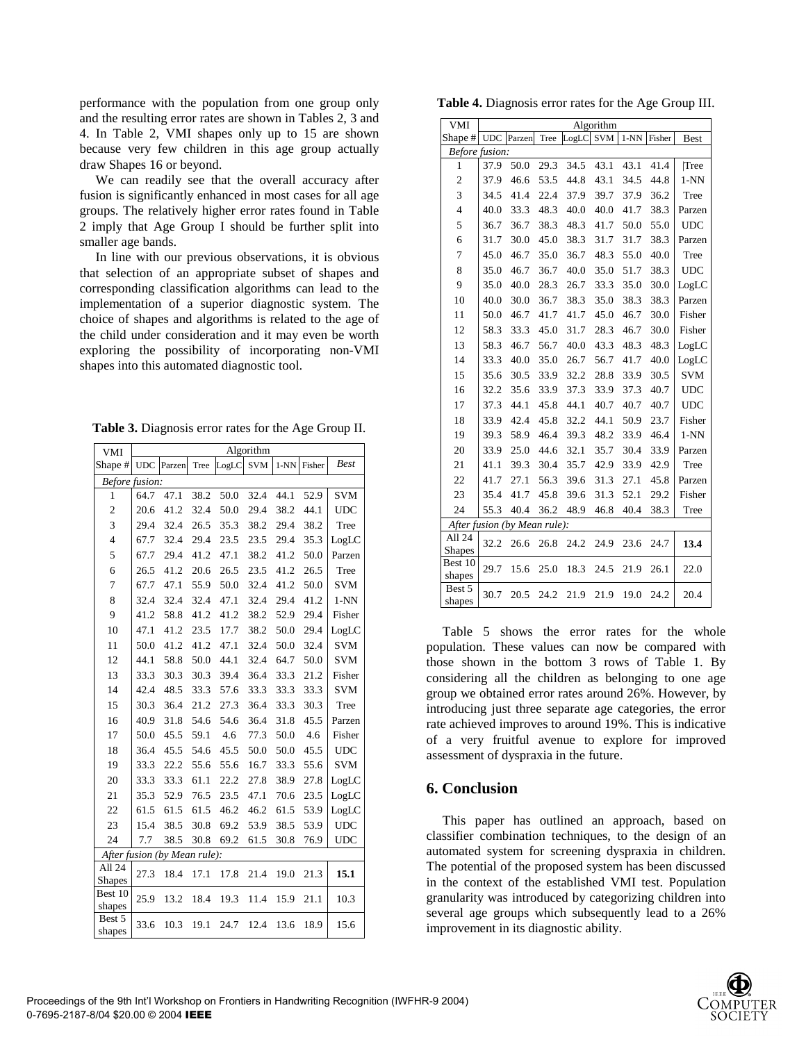performance with the population from one group only and the resulting error rates are shown in Tables 2, 3 and 4. In Table 2, VMI shapes only up to 15 are shown because very few children in this age group actually draw Shapes 16 or beyond.

We can readily see that the overall accuracy after fusion is significantly enhanced in most cases for all age groups. The relatively higher error rates found in Table 2 imply that Age Group I should be further split into smaller age bands.

In line with our previous observations, it is obvious that selection of an appropriate subset of shapes and corresponding classification algorithms can lead to the implementation of a superior diagnostic system. The choice of shapes and algorithms is related to the age of the child under consideration and it may even be worth exploring the possibility of incorporating non-VMI shapes into this automated diagnostic tool.

**Table 3.** Diagnosis error rates for the Age Group II.

| VMI | Algorithm | | | | | | | |
|---|---|---|---|---|---|---|---|---|
| Shape # | UDC | Parzen | Tree | LogLC | SVM | 1-NN | Fisher | *Best* |
| *Before fusion:* | | | | | | | | |
| 1 | 64.7 | 47.1 | 38.2 | 50.0 | 32.4 | 44.1 | 52.9 | SVM |
| 2 | 20.6 | 41.2 | 32.4 | 50.0 | 29.4 | 38.2 | 44.1 | UDC |
| 3 | 29.4 | 32.4 | 26.5 | 35.3 | 38.2 | 29.4 | 38.2 | Tree |
| 4 | 67.7 | 32.4 | 29.4 | 23.5 | 23.5 | 29.4 | 35.3 | LogLC |
| 5 | 67.7 | 29.4 | 41.2 | 47.1 | 38.2 | 41.2 | 50.0 | Parzen |
| 6 | 26.5 | 41.2 | 20.6 | 26.5 | 23.5 | 41.2 | 26.5 | Tree |
| 7 | 67.7 | 47.1 | 55.9 | 50.0 | 32.4 | 41.2 | 50.0 | SVM |
| 8 | 32.4 | 32.4 | 32.4 | 47.1 | 32.4 | 29.4 | 41.2 | 1-NN |
| 9 | 41.2 | 58.8 | 41.2 | 41.2 | 38.2 | 52.9 | 29.4 | Fisher |
| 10 | 47.1 | 41.2 | 23.5 | 17.7 | 38.2 | 50.0 | 29.4 | LogLC |
| 11 | 50.0 | 41.2 | 41.2 | 47.1 | 32.4 | 50.0 | 32.4 | SVM |
| 12 | 44.1 | 58.8 | 50.0 | 44.1 | 32.4 | 64.7 | 50.0 | SVM |
| 13 | 33.3 | 30.3 | 30.3 | 39.4 | 36.4 | 33.3 | 21.2 | Fisher |
| 14 | 42.4 | 48.5 | 33.3 | 57.6 | 33.3 | 33.3 | 33.3 | SVM |
| 15 | 30.3 | 36.4 | 21.2 | 27.3 | 36.4 | 33.3 | 30.3 | Tree |
| 16 | 40.9 | 31.8 | 54.6 | 54.6 | 36.4 | 31.8 | 45.5 | Parzen |
| 17 | 50.0 | 45.5 | 59.1 | 4.6 | 77.3 | 50.0 | 4.6 | Fisher |
| 18 | 36.4 | 45.5 | 54.6 | 45.5 | 50.0 | 50.0 | 45.5 | UDC |
| 19 | 33.3 | 22.2 | 55.6 | 55.6 | 16.7 | 33.3 | 55.6 | SVM |
| 20 | 33.3 | 33.3 | 61.1 | 22.2 | 27.8 | 38.9 | 27.8 | LogLC |
| 21 | 35.3 | 52.9 | 76.5 | 23.5 | 47.1 | 70.6 | 23.5 | LogLC |
| 22 | 61.5 | 61.5 | 61.5 | 46.2 | 46.2 | 61.5 | 53.9 | LogLC |
| 23 | 15.4 | 38.5 | 30.8 | 69.2 | 53.9 | 38.5 | 53.9 | UDC |
| 24 | 7.7 | 38.5 | 30.8 | 69.2 | 61.5 | 30.8 | 76.9 | UDC |
| *After fusion (by Mean rule):* | | | | | | | | |
| All 24 Shapes | 27.3 | 18.4 | 17.1 | 17.8 | 21.4 | 19.0 | 21.3 | **15.1** |
| Best 10 shapes | 25.9 | 13.2 | 18.4 | 19.3 | 11.4 | 15.9 | 21.1 | 10.3 |
| Best 5 shapes | 33.6 | 10.3 | 19.1 | 24.7 | 12.4 | 13.6 | 18.9 | 15.6 |

**Table 4.** Diagnosis error rates for the Age Group III.

| VMI | Algorithm | | | | | | | |
|---|---|---|---|---|---|---|---|---|
| Shape # | UDC | Parzen | Tree | LogLC | SVM | 1-NN | Fisher | Best |
| *Before fusion:* | | | | | | | | |
| 1 | 37.9 | 50.0 | 29.3 | 34.5 | 43.1 | 43.1 | 41.4 | Tree |
| 2 | 37.9 | 46.6 | 53.5 | 44.8 | 43.1 | 34.5 | 44.8 | 1-NN |
| 3 | 34.5 | 41.4 | 22.4 | 37.9 | 39.7 | 37.9 | 36.2 | Tree |
| 4 | 40.0 | 33.3 | 48.3 | 40.0 | 40.0 | 41.7 | 38.3 | Parzen |
| 5 | 36.7 | 36.7 | 38.3 | 48.3 | 41.7 | 50.0 | 55.0 | UDC |
| 6 | 31.7 | 30.0 | 45.0 | 38.3 | 31.7 | 31.7 | 38.3 | Parzen |
| 7 | 45.0 | 46.7 | 35.0 | 36.7 | 48.3 | 55.0 | 40.0 | Tree |
| 8 | 35.0 | 46.7 | 36.7 | 40.0 | 35.0 | 51.7 | 38.3 | UDC |
| 9 | 35.0 | 40.0 | 28.3 | 26.7 | 33.3 | 35.0 | 30.0 | LogLC |
| 10 | 40.0 | 30.0 | 36.7 | 38.3 | 35.0 | 38.3 | 38.3 | Parzen |
| 11 | 50.0 | 46.7 | 41.7 | 41.7 | 45.0 | 46.7 | 30.0 | Fisher |
| 12 | 58.3 | 33.3 | 45.0 | 31.7 | 28.3 | 46.7 | 30.0 | Fisher |
| 13 | 58.3 | 46.7 | 56.7 | 40.0 | 43.3 | 48.3 | 48.3 | LogLC |
| 14 | 33.3 | 40.0 | 35.0 | 26.7 | 56.7 | 41.7 | 40.0 | LogLC |
| 15 | 35.6 | 30.5 | 33.9 | 32.2 | 28.8 | 33.9 | 30.5 | SVM |
| 16 | 32.2 | 35.6 | 33.9 | 37.3 | 33.9 | 37.3 | 40.7 | UDC |
| 17 | 37.3 | 44.1 | 45.8 | 44.1 | 40.7 | 40.7 | 40.7 | UDC |
| 18 | 33.9 | 42.4 | 45.8 | 32.2 | 44.1 | 50.9 | 23.7 | Fisher |
| 19 | 39.3 | 58.9 | 46.4 | 39.3 | 48.2 | 33.9 | 46.4 | 1-NN |
| 20 | 33.9 | 25.0 | 44.6 | 32.1 | 35.7 | 30.4 | 33.9 | Parzen |
| 21 | 41.1 | 39.3 | 30.4 | 35.7 | 42.9 | 33.9 | 42.9 | Tree |
| 22 | 41.7 | 27.1 | 56.3 | 39.6 | 31.3 | 27.1 | 45.8 | Parzen |
| 23 | 35.4 | 41.7 | 45.8 | 39.6 | 31.3 | 52.1 | 29.2 | Fisher |
| 24 | 55.3 | 40.4 | 36.2 | 48.9 | 46.8 | 40.4 | 38.3 | Tree |
| *After fusion (by Mean rule):* | | | | | | | | |
| All 24 Shapes | 32.2 | 26.6 | 26.8 | 24.2 | 24.9 | 23.6 | 24.7 | **13.4** |
| Best 10 shapes | 29.7 | 15.6 | 25.0 | 18.3 | 24.5 | 21.9 | 26.1 | 22.0 |
| Best 5 shapes | 30.7 | 20.5 | 24.2 | 21.9 | 21.9 | 19.0 | 24.2 | 20.4 |

Table 5 shows the error rates for the whole population. These values can now be compared with those shown in the bottom 3 rows of Table 1. By considering all the children as belonging to one age group we obtained error rates around 26%. However, by introducing just three separate age categories, the error rate achieved improves to around 19%. This is indicative of a very fruitful avenue to explore for improved assessment of dyspraxia in the future.

## 6. Conclusion

This paper has outlined an approach, based on classifier combination techniques, to the design of an automated system for screening dyspraxia in children. The potential of the proposed system has been discussed in the context of the established VMI test. Population granularity was introduced by categorizing children into several age groups which subsequently lead to a 26% improvement in its diagnostic ability.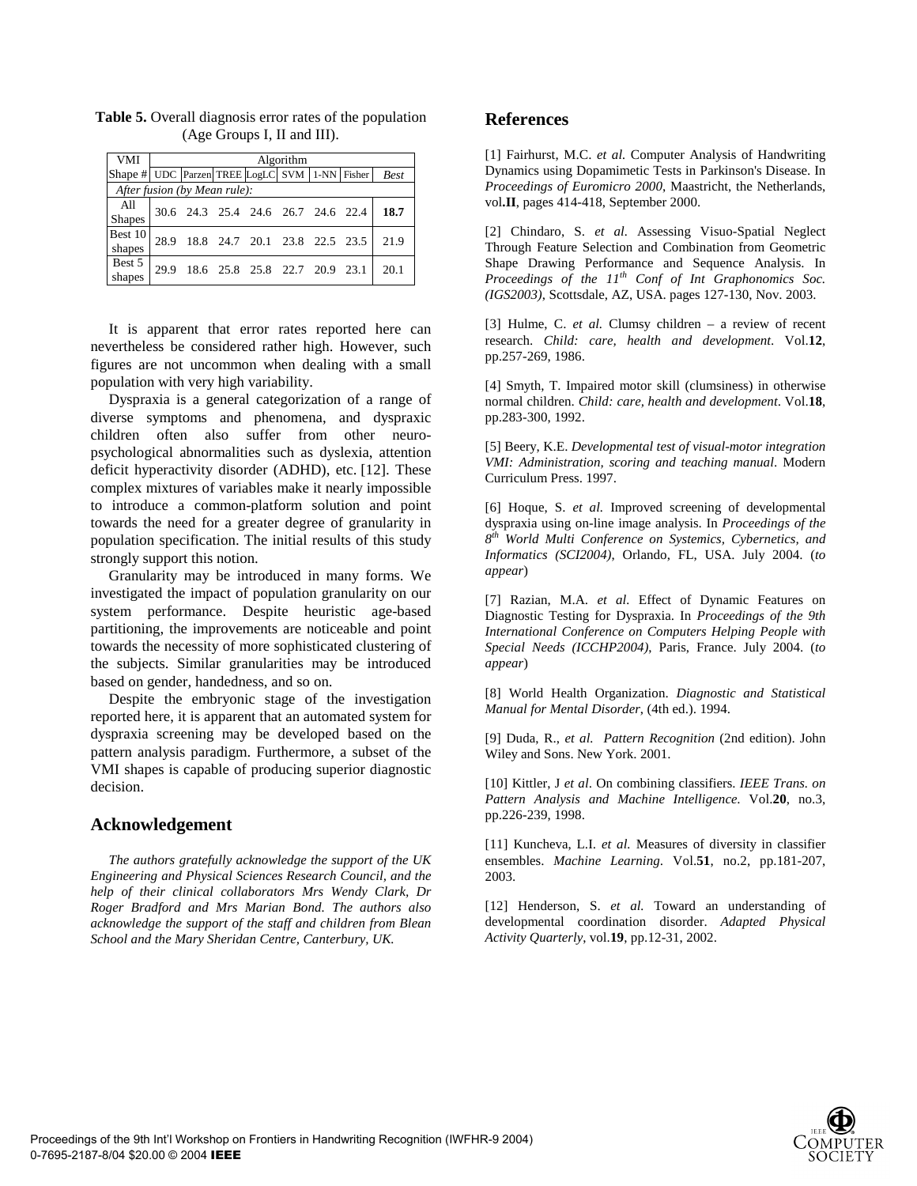**Table 5.** Overall diagnosis error rates of the population (Age Groups I, II and III).

| VMI | Algorithm | | | | | | | |
|---|---|---|---|---|---|---|---|---|
| Shape # | UDC | Parzen | TREE | LogLC | SVM | 1-NN | Fisher | *Best* |
| *After fusion (by Mean rule):* | | | | | | | | |
| All Shapes | 30.6 | 24.3 | 25.4 | 24.6 | 26.7 | 24.6 | 22.4 | **18.7** |
| Best 10 shapes | 28.9 | 18.8 | 24.7 | 20.1 | 23.8 | 22.5 | 23.5 | 21.9 |
| Best 5 shapes | 29.9 | 18.6 | 25.8 | 25.8 | 22.7 | 20.9 | 23.1 | 20.1 |

It is apparent that error rates reported here can nevertheless be considered rather high. However, such figures are not uncommon when dealing with a small population with very high variability.

Dyspraxia is a general categorization of a range of diverse symptoms and phenomena, and dyspraxic children often also suffer from other neuro-psychological abnormalities such as dyslexia, attention deficit hyperactivity disorder (ADHD), etc. [12]. These complex mixtures of variables make it nearly impossible to introduce a common-platform solution and point towards the need for a greater degree of granularity in population specification. The initial results of this study strongly support this notion.

Granularity may be introduced in many forms. We investigated the impact of population granularity on our system performance. Despite heuristic age-based partitioning, the improvements are noticeable and point towards the necessity of more sophisticated clustering of the subjects. Similar granularities may be introduced based on gender, handedness, and so on.

Despite the embryonic stage of the investigation reported here, it is apparent that an automated system for dyspraxia screening may be developed based on the pattern analysis paradigm. Furthermore, a subset of the VMI shapes is capable of producing superior diagnostic decision.

## Acknowledgement

*The authors gratefully acknowledge the support of the UK Engineering and Physical Sciences Research Council, and the help of their clinical collaborators Mrs Wendy Clark, Dr Roger Bradford and Mrs Marian Bond. The authors also acknowledge the support of the staff and children from Blean School and the Mary Sheridan Centre, Canterbury, UK.*

## References

[1] Fairhurst, M.C. *et al.* Computer Analysis of Handwriting Dynamics using Dopamimetic Tests in Parkinson's Disease. In *Proceedings of Euromicro 2000*, Maastricht, the Netherlands, vol.**II**, pages 414-418, September 2000.

[2] Chindaro, S. *et al*. Assessing Visuo-Spatial Neglect Through Feature Selection and Combination from Geometric Shape Drawing Performance and Sequence Analysis. In *Proceedings of the 11th Conf of Int Graphonomics Soc. (IGS2003)*, Scottsdale, AZ, USA. pages 127-130, Nov. 2003.

[3] Hulme, C. *et al.* Clumsy children – a review of recent research. *Child: care, health and development*. Vol.**12**, pp.257-269, 1986.

[4] Smyth, T. Impaired motor skill (clumsiness) in otherwise normal children. *Child: care, health and development*. Vol.**18**, pp.283-300, 1992.

[5] Beery, K.E. *Developmental test of visual-motor integration VMI: Administration, scoring and teaching manual*. Modern Curriculum Press. 1997.

[6] Hoque, S. *et al.* Improved screening of developmental dyspraxia using on-line image analysis. In *Proceedings of the 8th World Multi Conference on Systemics, Cybernetics, and Informatics (SCI2004)*, Orlando, FL, USA. July 2004. (*to appear*)

[7] Razian, M.A. *et al*. Effect of Dynamic Features on Diagnostic Testing for Dyspraxia. In *Proceedings of the 9th International Conference on Computers Helping People with Special Needs (ICCHP2004)*, Paris, France. July 2004. (*to appear*)

[8] World Health Organization. *Diagnostic and Statistical Manual for Mental Disorder*, (4th ed.). 1994.

[9] Duda, R., *et al. Pattern Recognition* (2nd edition). John Wiley and Sons. New York. 2001.

[10] Kittler, J *et al*. On combining classifiers. *IEEE Trans. on Pattern Analysis and Machine Intelligence*. Vol.**20**, no.3, pp.226-239, 1998.

[11] Kuncheva, L.I. *et al.* Measures of diversity in classifier ensembles. *Machine Learning*. Vol.**51**, no.2, pp.181-207, 2003.

[12] Henderson, S. *et al.* Toward an understanding of developmental coordination disorder. *Adapted Physical Activity Quarterly*, vol.**19**, pp.12-31, 2002.